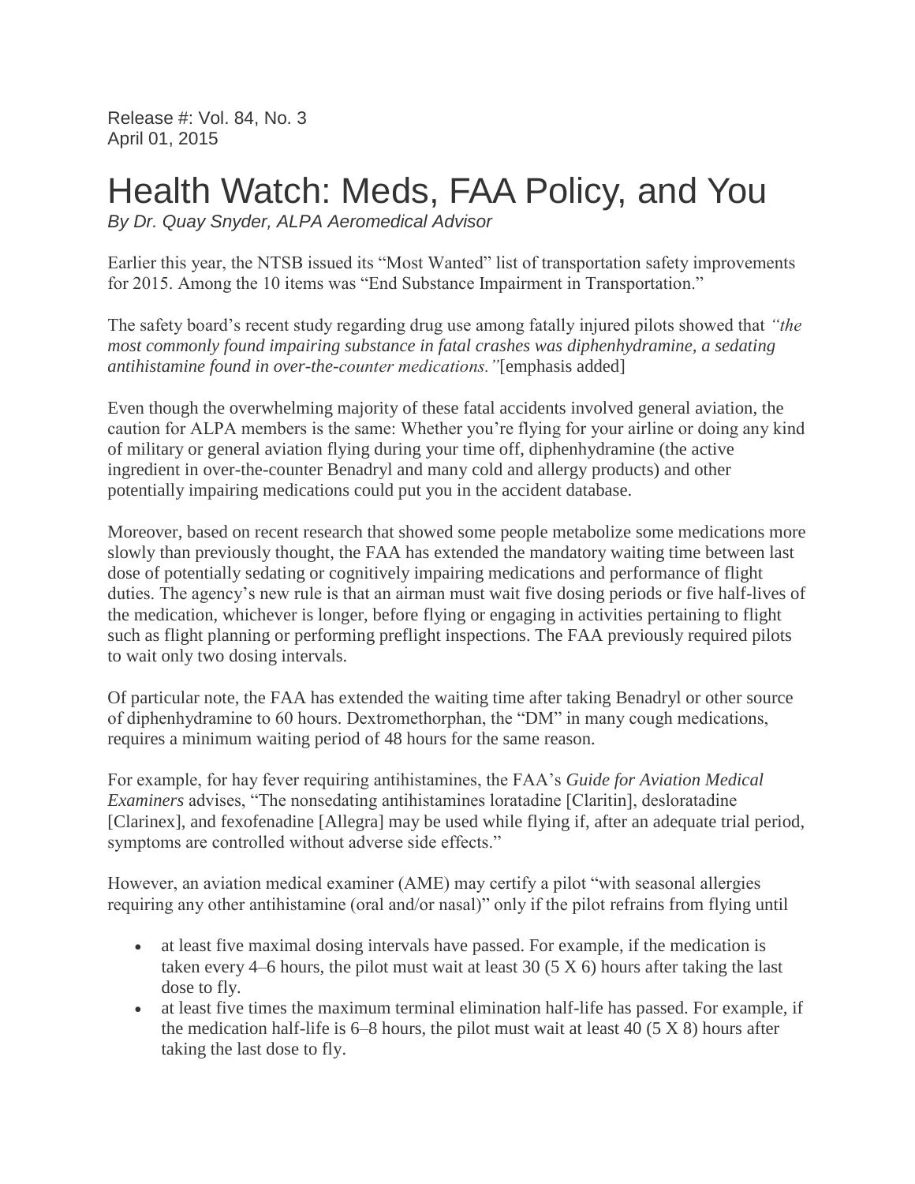Release #: Vol. 84, No. 3
April 01, 2015

# Health Watch: Meds, FAA Policy, and You

*By Dr. Quay Snyder, ALPA Aeromedical Advisor*

Earlier this year, the NTSB issued its "Most Wanted" list of transportation safety improvements for 2015. Among the 10 items was "End Substance Impairment in Transportation."

The safety board's recent study regarding drug use among fatally injured pilots showed that *"the most commonly found impairing substance in fatal crashes was diphenhydramine, a sedating antihistamine found in over-the-counter medications."*[emphasis added]

Even though the overwhelming majority of these fatal accidents involved general aviation, the caution for ALPA members is the same: Whether you're flying for your airline or doing any kind of military or general aviation flying during your time off, diphenhydramine (the active ingredient in over-the-counter Benadryl and many cold and allergy products) and other potentially impairing medications could put you in the accident database.

Moreover, based on recent research that showed some people metabolize some medications more slowly than previously thought, the FAA has extended the mandatory waiting time between last dose of potentially sedating or cognitively impairing medications and performance of flight duties. The agency's new rule is that an airman must wait five dosing periods or five half-lives of the medication, whichever is longer, before flying or engaging in activities pertaining to flight such as flight planning or performing preflight inspections. The FAA previously required pilots to wait only two dosing intervals.

Of particular note, the FAA has extended the waiting time after taking Benadryl or other source of diphenhydramine to 60 hours. Dextromethorphan, the "DM" in many cough medications, requires a minimum waiting period of 48 hours for the same reason.

For example, for hay fever requiring antihistamines, the FAA's *Guide for Aviation Medical Examiners* advises, "The nonsedating antihistamines loratadine [Claritin], desloratadine [Clarinex], and fexofenadine [Allegra] may be used while flying if, after an adequate trial period, symptoms are controlled without adverse side effects."

However, an aviation medical examiner (AME) may certify a pilot "with seasonal allergies requiring any other antihistamine (oral and/or nasal)" only if the pilot refrains from flying until

- at least five maximal dosing intervals have passed. For example, if the medication is taken every 4–6 hours, the pilot must wait at least 30 (5 X 6) hours after taking the last dose to fly.
- at least five times the maximum terminal elimination half-life has passed. For example, if the medication half-life is 6–8 hours, the pilot must wait at least 40 (5 X 8) hours after taking the last dose to fly.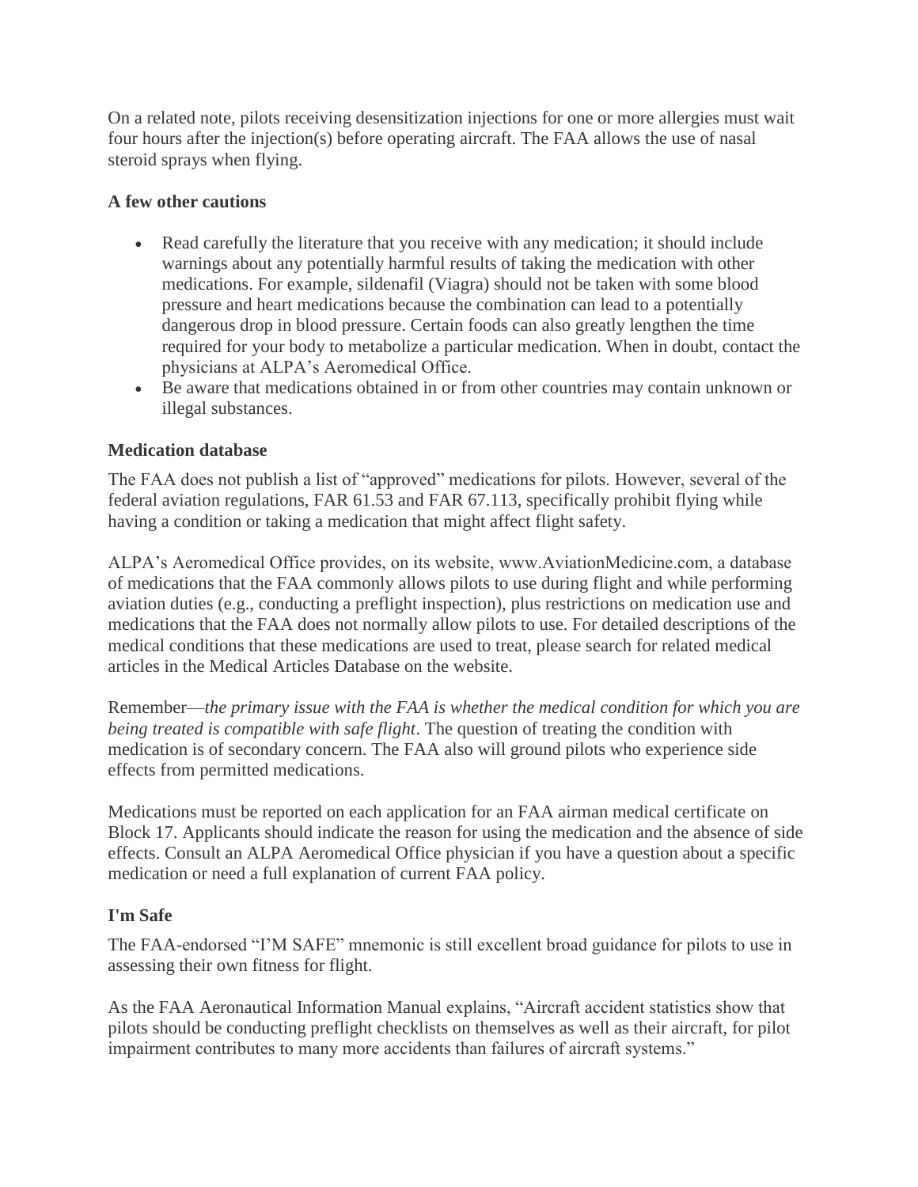On a related note, pilots receiving desensitization injections for one or more allergies must wait four hours after the injection(s) before operating aircraft. The FAA allows the use of nasal steroid sprays when flying.

### A few other cautions

- Read carefully the literature that you receive with any medication; it should include warnings about any potentially harmful results of taking the medication with other medications. For example, sildenafil (Viagra) should not be taken with some blood pressure and heart medications because the combination can lead to a potentially dangerous drop in blood pressure. Certain foods can also greatly lengthen the time required for your body to metabolize a particular medication. When in doubt, contact the physicians at ALPA's Aeromedical Office.
- Be aware that medications obtained in or from other countries may contain unknown or illegal substances.

### Medication database

The FAA does not publish a list of "approved" medications for pilots. However, several of the federal aviation regulations, FAR 61.53 and FAR 67.113, specifically prohibit flying while having a condition or taking a medication that might affect flight safety.

ALPA's Aeromedical Office provides, on its website, www.AviationMedicine.com, a database of medications that the FAA commonly allows pilots to use during flight and while performing aviation duties (e.g., conducting a preflight inspection), plus restrictions on medication use and medications that the FAA does not normally allow pilots to use. For detailed descriptions of the medical conditions that these medications are used to treat, please search for related medical articles in the Medical Articles Database on the website.

Remember—*the primary issue with the FAA is whether the medical condition for which you are being treated is compatible with safe flight*. The question of treating the condition with medication is of secondary concern. The FAA also will ground pilots who experience side effects from permitted medications.

Medications must be reported on each application for an FAA airman medical certificate on Block 17. Applicants should indicate the reason for using the medication and the absence of side effects. Consult an ALPA Aeromedical Office physician if you have a question about a specific medication or need a full explanation of current FAA policy.

### I'm Safe

The FAA-endorsed "I'M SAFE" mnemonic is still excellent broad guidance for pilots to use in assessing their own fitness for flight.

As the FAA Aeronautical Information Manual explains, "Aircraft accident statistics show that pilots should be conducting preflight checklists on themselves as well as their aircraft, for pilot impairment contributes to many more accidents than failures of aircraft systems."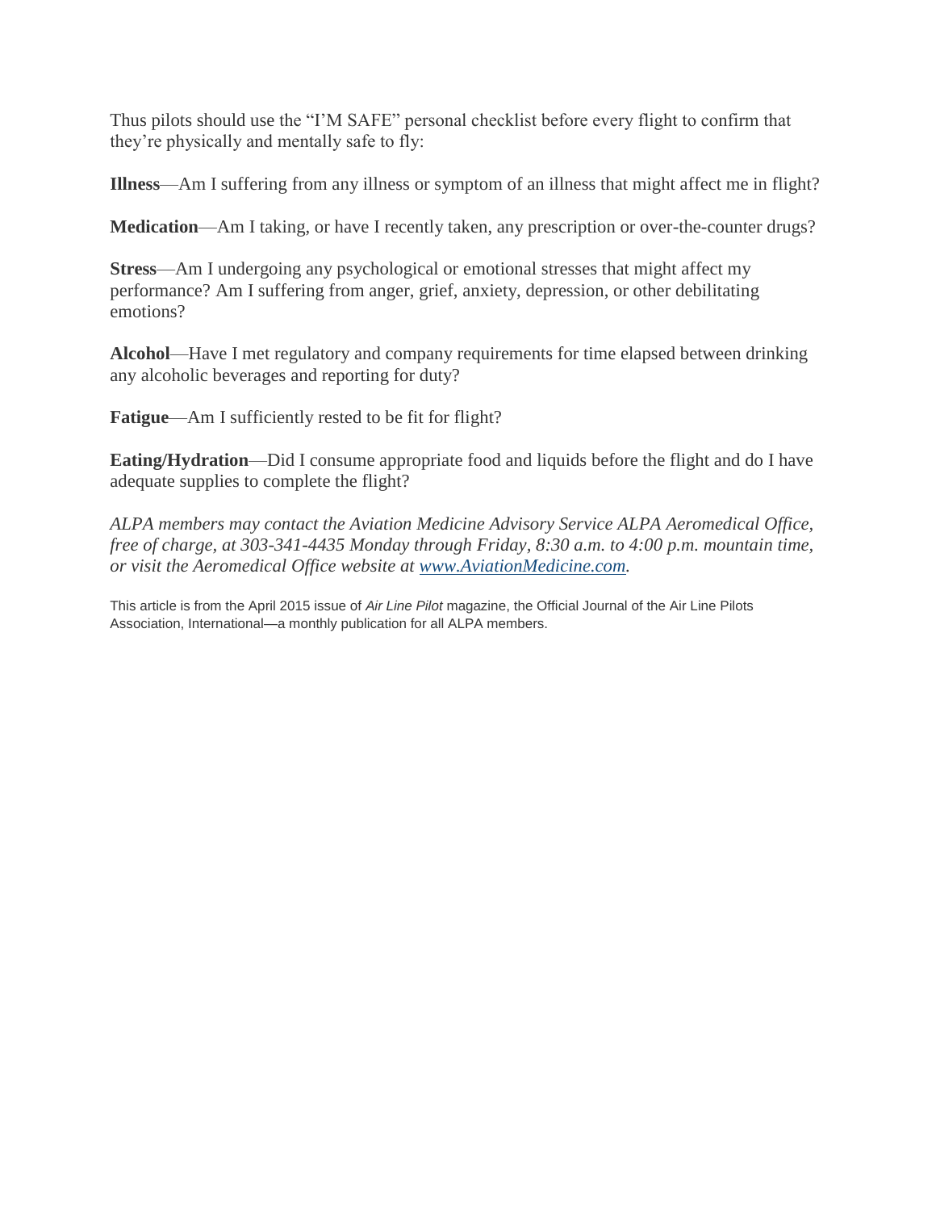Thus pilots should use the "I'M SAFE" personal checklist before every flight to confirm that they're physically and mentally safe to fly:

**Illness**—Am I suffering from any illness or symptom of an illness that might affect me in flight?

**Medication**—Am I taking, or have I recently taken, any prescription or over-the-counter drugs?

**Stress**—Am I undergoing any psychological or emotional stresses that might affect my performance? Am I suffering from anger, grief, anxiety, depression, or other debilitating emotions?

**Alcohol**—Have I met regulatory and company requirements for time elapsed between drinking any alcoholic beverages and reporting for duty?

**Fatigue**—Am I sufficiently rested to be fit for flight?

**Eating/Hydration**—Did I consume appropriate food and liquids before the flight and do I have adequate supplies to complete the flight?

*ALPA members may contact the Aviation Medicine Advisory Service ALPA Aeromedical Office, free of charge, at 303-341-4435 Monday through Friday, 8:30 a.m. to 4:00 p.m. mountain time, or visit the Aeromedical Office website at [www.AviationMedicine.com](http://www.AviationMedicine.com).*

This article is from the April 2015 issue of *Air Line Pilot* magazine, the Official Journal of the Air Line Pilots Association, International—a monthly publication for all ALPA members.